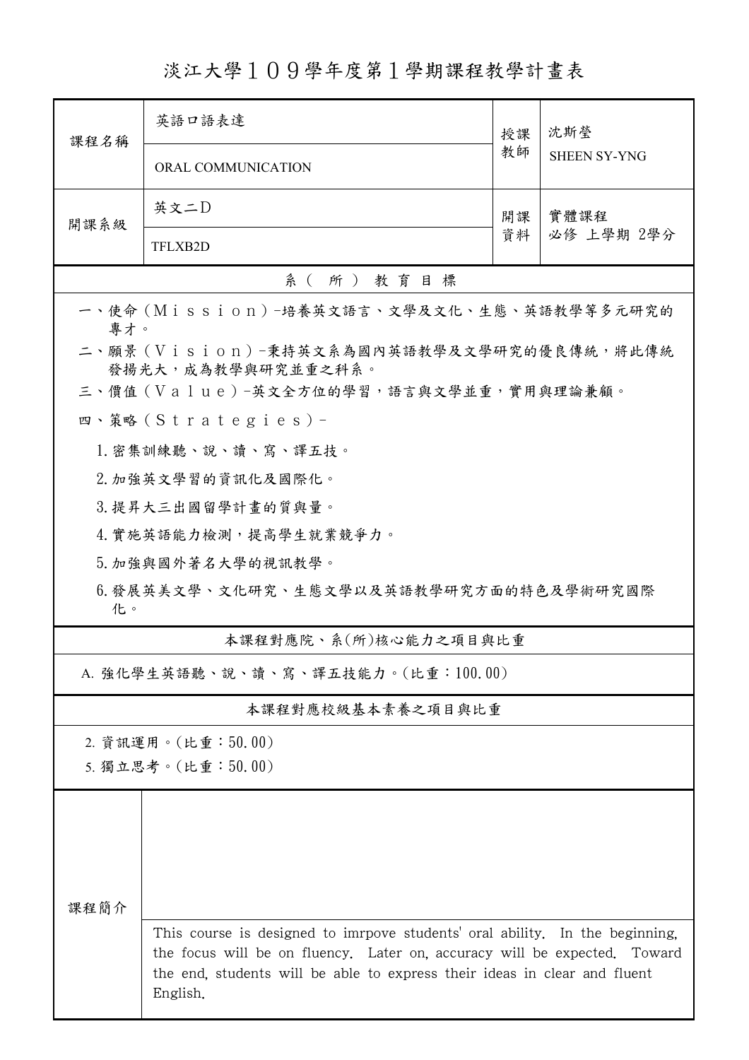# 淡江大學１０９學年度第１學期課程教學計畫表

| 課程名稱 | 英語口語表達 | 授課教師 | 沈斯瑩 |
|---|---|---|---|
| | ORAL COMMUNICATION | | SHEEN SY-YNG |
| 開課系級 | 英文二D | 開課資料 | 實體課程<br>必修 上學期 2學分 |
| | TFLXB2D | | |

## 系（所）教育目標

一、使命（Ｍｉｓｓｉｏｎ）-培養英文語言、文學及文化、生態、英語教學等多元研究的專才。

二、願景（Ｖｉｓｉｏｎ）-秉持英文系為國內英語教學及文學研究的優良傳統，將此傳統發揚光大，成為教學與研究並重之科系。

三、價值（Ｖａｌｕｅ）-英文全方位的學習，語言與文學並重，實用與理論兼顧。

四、策略（Ｓｔｒａｔｅｇｉｅｓ）-

1. 密集訓練聽、說、讀、寫、譯五技。
2. 加強英文學習的資訊化及國際化。
3. 提昇大三出國留學計畫的質與量。
4. 實施英語能力檢測，提高學生就業競爭力。
5. 加強與國外著名大學的視訊教學。
6. 發展英美文學、文化研究、生態文學以及英語教學研究方面的特色及學術研究國際化。

## 本課程對應院、系(所)核心能力之項目與比重

A. 強化學生英語聽、說、讀、寫、譯五技能力。(比重：100.00)

## 本課程對應校級基本素養之項目與比重

2. 資訊運用。(比重：50.00)
5. 獨立思考。(比重：50.00)

## 課程簡介

This course is designed to imrpove students' oral ability. In the beginning, the focus will be on fluency. Later on, accuracy will be expected. Toward the end, students will be able to express their ideas in clear and fluent English.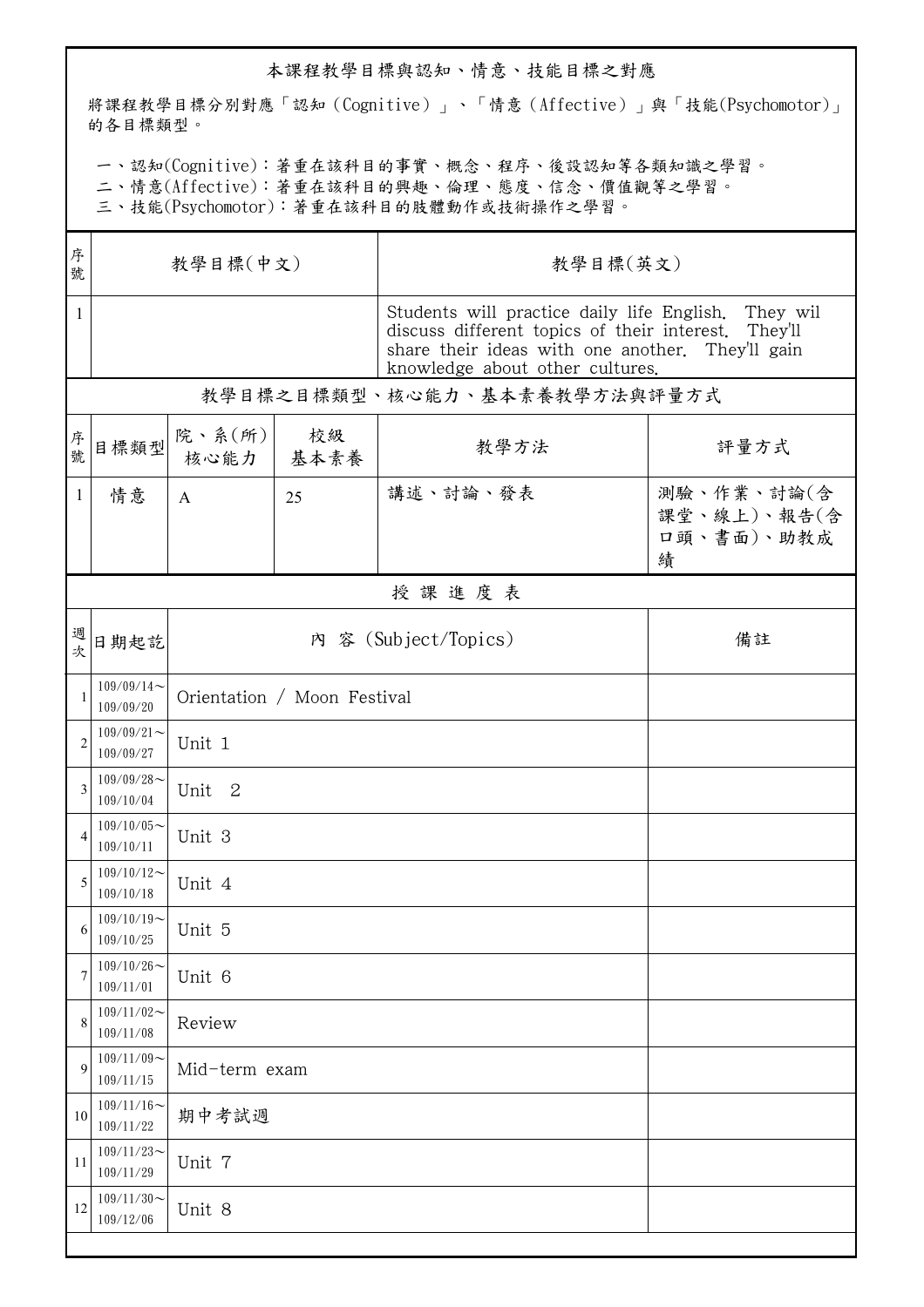## 本課程教學目標與認知、情意、技能目標之對應

將課程教學目標分別對應「認知（Cognitive）」、「情意（Affective）」與「技能(Psychomotor)」的各目標類型。

一、認知(Cognitive)：著重在該科目的事實、概念、程序、後設認知等各類知識之學習。
二、情意(Affective)：著重在該科目的興趣、倫理、態度、信念、價值觀等之學習。
三、技能(Psychomotor)：著重在該科目的肢體動作或技術操作之學習。

| 序號 | 教學目標(中文) | 教學目標(英文) |
|---|---|---|
| 1 | | Students will practice daily life English. They wil discuss different topics of their interest. They'll share their ideas with one another. They'll gain knowledge about other cultures. |

## 教學目標之目標類型、核心能力、基本素養教學方法與評量方式

| 序號 | 目標類型 | 院、系(所)核心能力 | 校級基本素養 | 教學方法 | 評量方式 |
|---|---|---|---|---|---|
| 1 | 情意 | A | 25 | 講述、討論、發表 | 測驗、作業、討論(含課堂、線上)、報告(含口頭、書面)、助教成績 |

## 授 課 進 度 表

| 週次 | 日期起訖 | 內 容 (Subject/Topics) | 備註 |
|---|---|---|---|
| 1 | 109/09/14～109/09/20 | Orientation / Moon Festival | |
| 2 | 109/09/21～109/09/27 | Unit 1 | |
| 3 | 109/09/28～109/10/04 | Unit 2 | |
| 4 | 109/10/05～109/10/11 | Unit 3 | |
| 5 | 109/10/12～109/10/18 | Unit 4 | |
| 6 | 109/10/19～109/10/25 | Unit 5 | |
| 7 | 109/10/26～109/11/01 | Unit 6 | |
| 8 | 109/11/02～109/11/08 | Review | |
| 9 | 109/11/09～109/11/15 | Mid-term exam | |
| 10 | 109/11/16～109/11/22 | 期中考試週 | |
| 11 | 109/11/23～109/11/29 | Unit 7 | |
| 12 | 109/11/30～109/12/06 | Unit 8 | |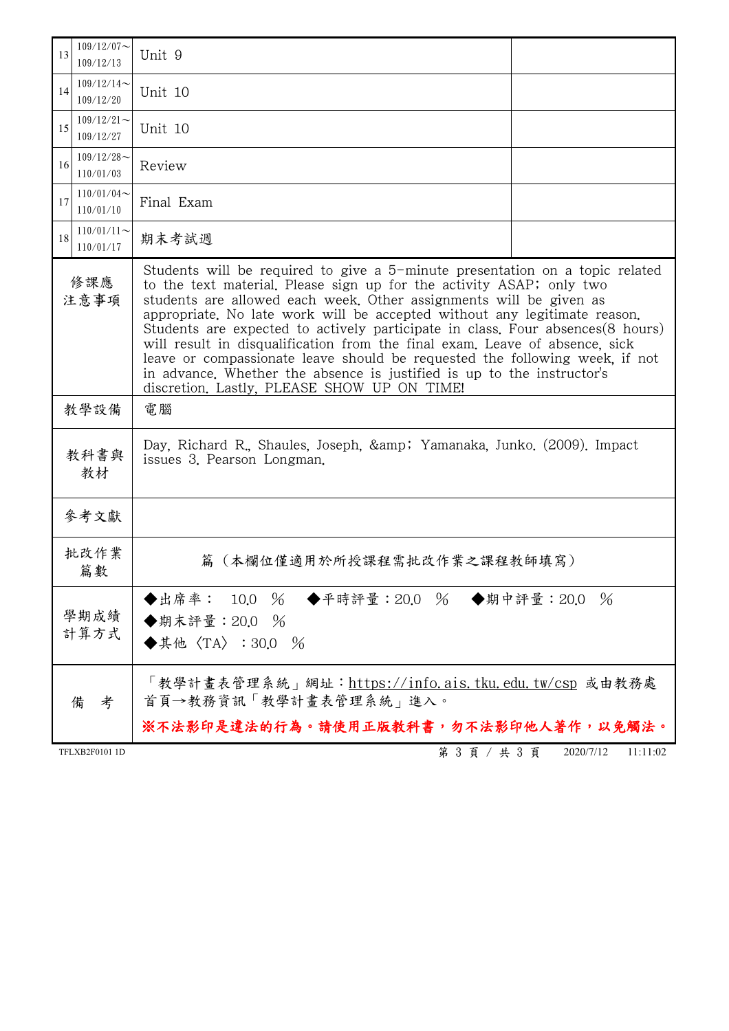| | | | |
|---|---|---|---|
| 13 | 109/12/07～<br>109/12/13 | Unit 9 | |
| 14 | 109/12/14～<br>109/12/20 | Unit 10 | |
| 15 | 109/12/21～<br>109/12/27 | Unit 10 | |
| 16 | 109/12/28～<br>110/01/03 | Review | |
| 17 | 110/01/04～<br>110/01/10 | Final Exam | |
| 18 | 110/01/11～<br>110/01/17 | 期末考試週 | |

| | |
|---|---|
| 修課應注意事項 | Students will be required to give a 5-minute presentation on a topic related to the text material. Please sign up for the activity ASAP; only two students are allowed each week. Other assignments will be given as appropriate. No late work will be accepted without any legitimate reason. Students are expected to actively participate in class. Four absences(8 hours) will result in disqualification from the final exam. Leave of absence, sick leave or compassionate leave should be requested the following week, if not in advance. Whether the absence is justified is up to the instructor's discretion. Lastly, PLEASE SHOW UP ON TIME! |
| 教學設備 | 電腦 |
| 教科書與教材 | Day, Richard R., Shaules, Joseph, &amp; Yamanaka, Junko. (2009). Impact issues 3. Pearson Longman. |
| 參考文獻 | |
| 批改作業篇數 | 篇（本欄位僅適用於所授課程需批改作業之課程教師填寫） |
| 學期成績計算方式 | ◆出席率： 10.0 ％　◆平時評量：20.0 ％　◆期中評量：20.0 ％<br>◆期末評量：20.0 ％<br>◆其他〈TA〉：30.0 ％ |
| 備　考 | 「教學計畫表管理系統」網址：https://info.ais.tku.edu.tw/csp 或由教務處首頁→教務資訊「教學計畫表管理系統」進入。<br>**※不法影印是違法的行為。請使用正版教科書，勿不法影印他人著作，以免觸法。** |

TFLXB2F0101 1D　　2020/7/12　11:11:02